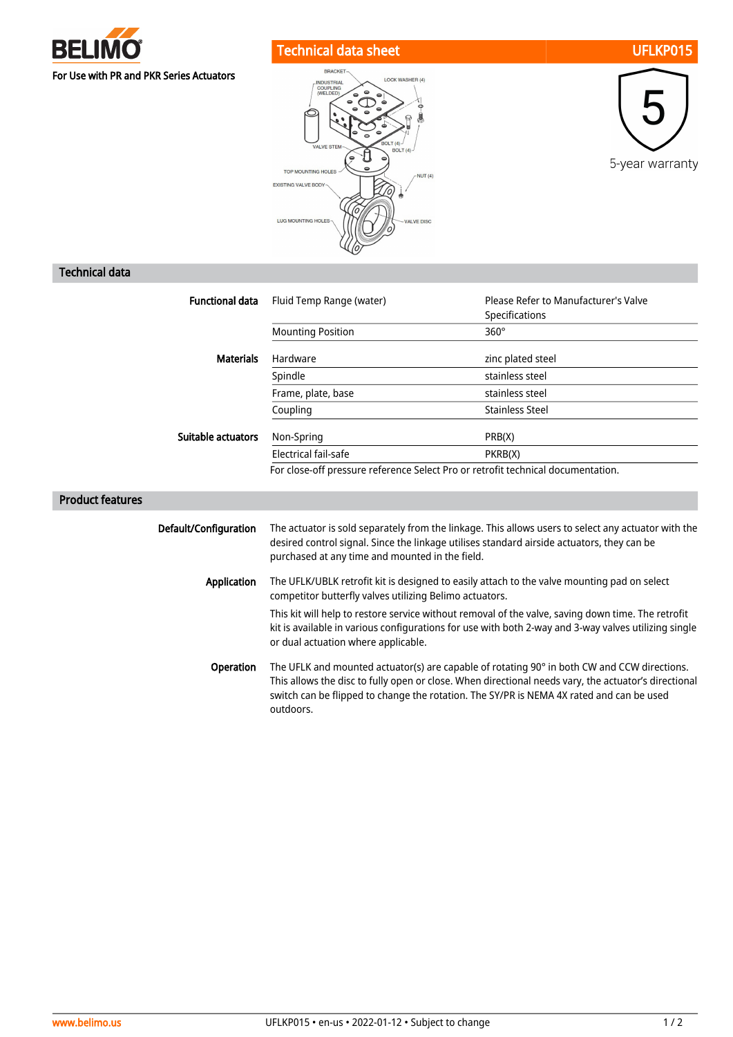BELIMO

For Use with PR and PKR Series Actuators

# Technical data sheet UFLKP015

5-year warranty

## Technical data

| | | |
|---|---|---|
| **Functional data** | Fluid Temp Range (water) | Please Refer to Manufacturer's Valve Specifications |
| | Mounting Position | 360° |
| **Materials** | Hardware | zinc plated steel |
| | Spindle | stainless steel |
| | Frame, plate, base | stainless steel |
| | Coupling | Stainless Steel |
| **Suitable actuators** | Non-Spring | PRB(X) |
| | Electrical fail-safe | PKRB(X) |
| | For close-off pressure reference Select Pro or retrofit technical documentation. | |

## Product features

**Default/Configuration**

The actuator is sold separately from the linkage. This allows users to select any actuator with the desired control signal. Since the linkage utilises standard airside actuators, they can be purchased at any time and mounted in the field.

**Application**

The UFLK/UBLK retrofit kit is designed to easily attach to the valve mounting pad on select competitor butterfly valves utilizing Belimo actuators.

This kit will help to restore service without removal of the valve, saving down time. The retrofit kit is available in various configurations for use with both 2-way and 3-way valves utilizing single or dual actuation where applicable.

**Operation**

The UFLK and mounted actuator(s) are capable of rotating 90° in both CW and CCW directions. This allows the disc to fully open or close. When directional needs vary, the actuator's directional switch can be flipped to change the rotation. The SY/PR is NEMA 4X rated and can be used outdoors.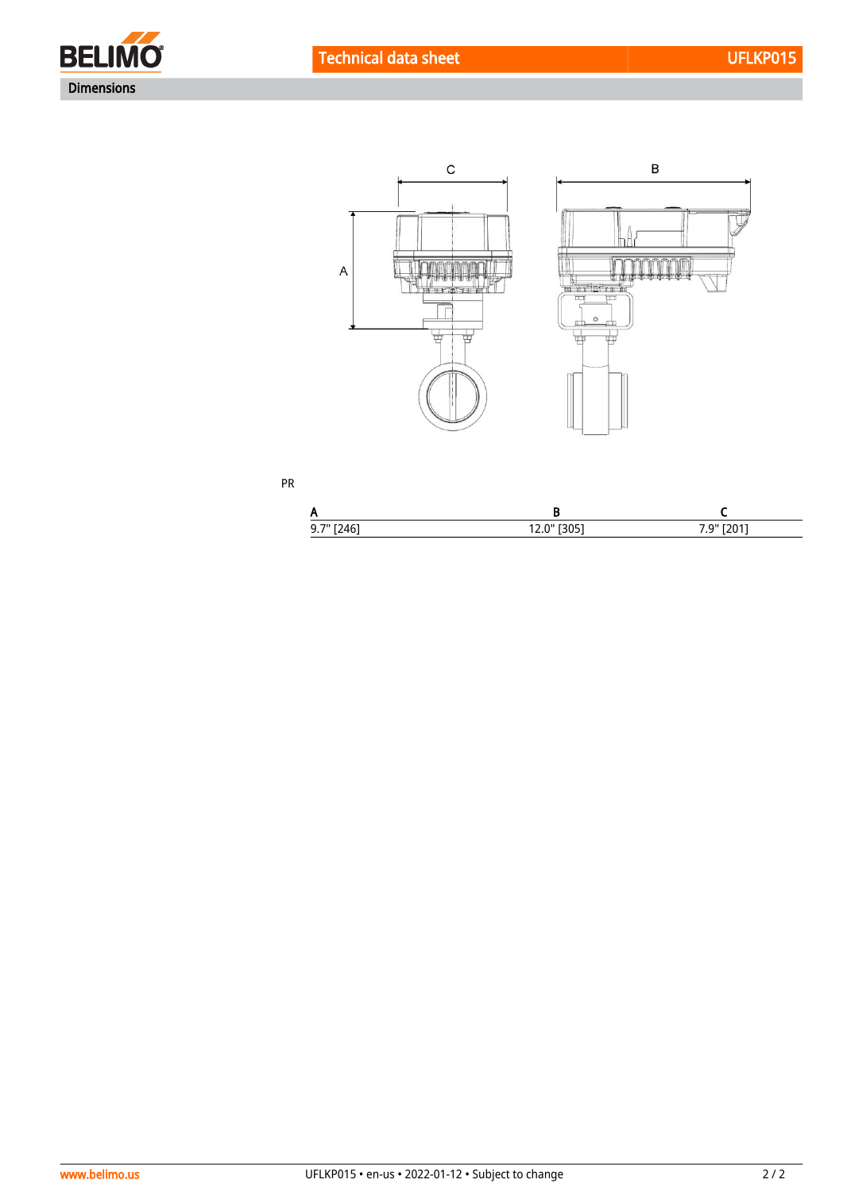## Dimensions

C

B

A

PR

| A | B | C |
|---|---|---|
| 9.7" [246] | 12.0" [305] | 7.9" [201] |